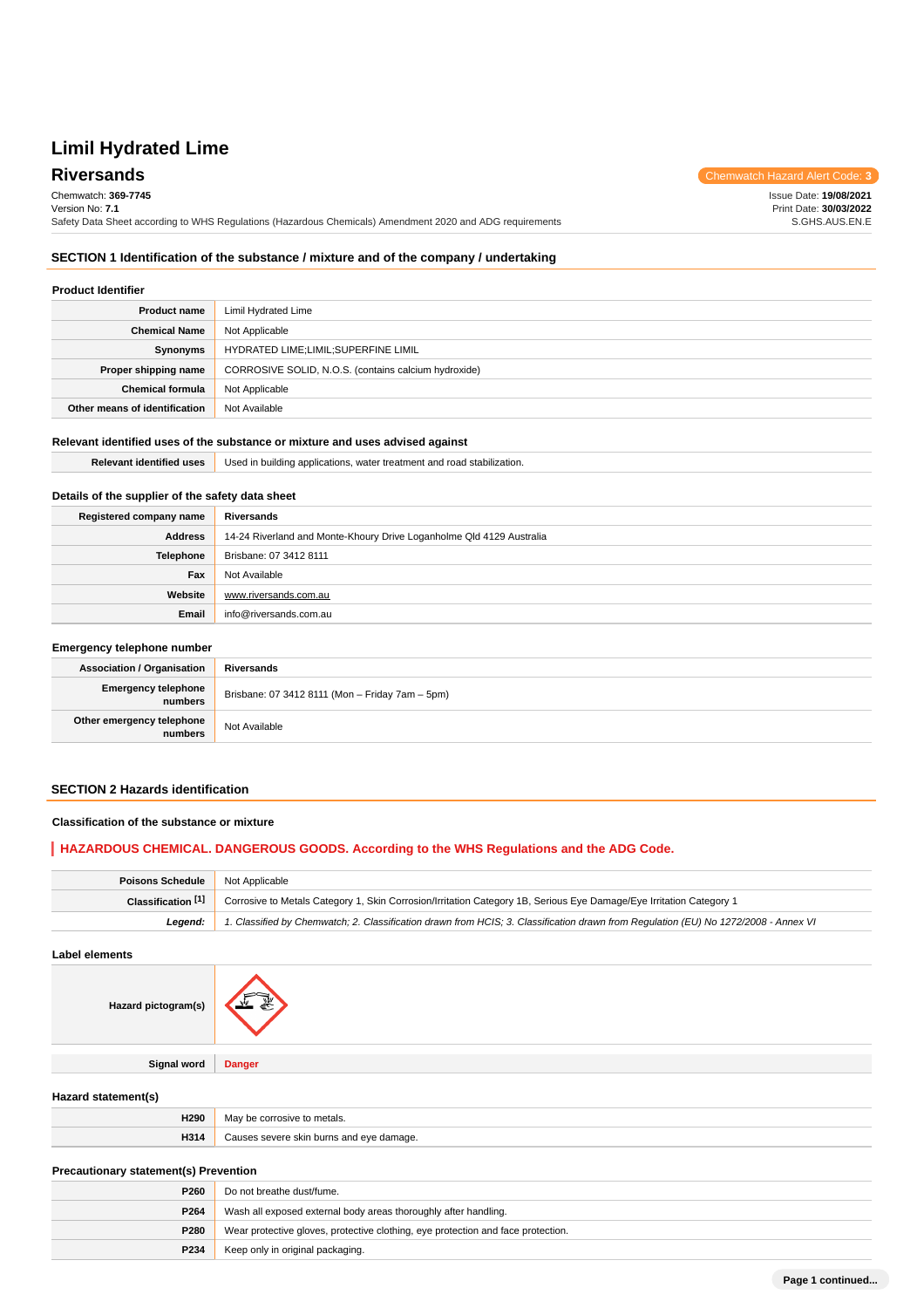# Limil Hydrated Lime

## Riversands

Chemwatch Hazard Alert Code: **3**

Chemwatch: **369-7745**
Version No: **7.1**
Safety Data Sheet according to WHS Regulations (Hazardous Chemicals) Amendment 2020 and ADG requirements

Issue Date: **19/08/2021**
Print Date: **30/03/2022**
S.GHS.AUS.EN.E

## SECTION 1 Identification of the substance / mixture and of the company / undertaking

### Product Identifier

| | |
|---|---|
| **Product name** | Limil Hydrated Lime |
| **Chemical Name** | Not Applicable |
| **Synonyms** | HYDRATED LIME;LIMIL;SUPERFINE LIMIL |
| **Proper shipping name** | CORROSIVE SOLID, N.O.S. (contains calcium hydroxide) |
| **Chemical formula** | Not Applicable |
| **Other means of identification** | Not Available |

### Relevant identified uses of the substance or mixture and uses advised against

| | |
|---|---|
| **Relevant identified uses** | Used in building applications, water treatment and road stabilization. |

### Details of the supplier of the safety data sheet

| | |
|---|---|
| **Registered company name** | **Riversands** |
| **Address** | 14-24 Riverland and Monte-Khoury Drive Loganholme Qld 4129 Australia |
| **Telephone** | Brisbane: 07 3412 8111 |
| **Fax** | Not Available |
| **Website** | www.riversands.com.au |
| **Email** | info@riversands.com.au |

### Emergency telephone number

| | |
|---|---|
| **Association / Organisation** | **Riversands** |
| **Emergency telephone numbers** | Brisbane: 07 3412 8111 (Mon – Friday 7am – 5pm) |
| **Other emergency telephone numbers** | Not Available |

## SECTION 2 Hazards identification

### Classification of the substance or mixture

**HAZARDOUS CHEMICAL. DANGEROUS GOODS. According to the WHS Regulations and the ADG Code.**

| | |
|---|---|
| **Poisons Schedule** | Not Applicable |
| **Classification [1]** | Corrosive to Metals Category 1, Skin Corrosion/Irritation Category 1B, Serious Eye Damage/Eye Irritation Category 1 |
| ***Legend:*** | *1. Classified by Chemwatch; 2. Classification drawn from HCIS; 3. Classification drawn from Regulation (EU) No 1272/2008 - Annex VI* |

### Label elements

| | |
|---|---|
| **Hazard pictogram(s)** | |
| **Signal word** | **Danger** |

### Hazard statement(s)

| | |
|---|---|
| **H290** | May be corrosive to metals. |
| **H314** | Causes severe skin burns and eye damage. |

### Precautionary statement(s) Prevention

| | |
|---|---|
| **P260** | Do not breathe dust/fume. |
| **P264** | Wash all exposed external body areas thoroughly after handling. |
| **P280** | Wear protective gloves, protective clothing, eye protection and face protection. |
| **P234** | Keep only in original packaging. |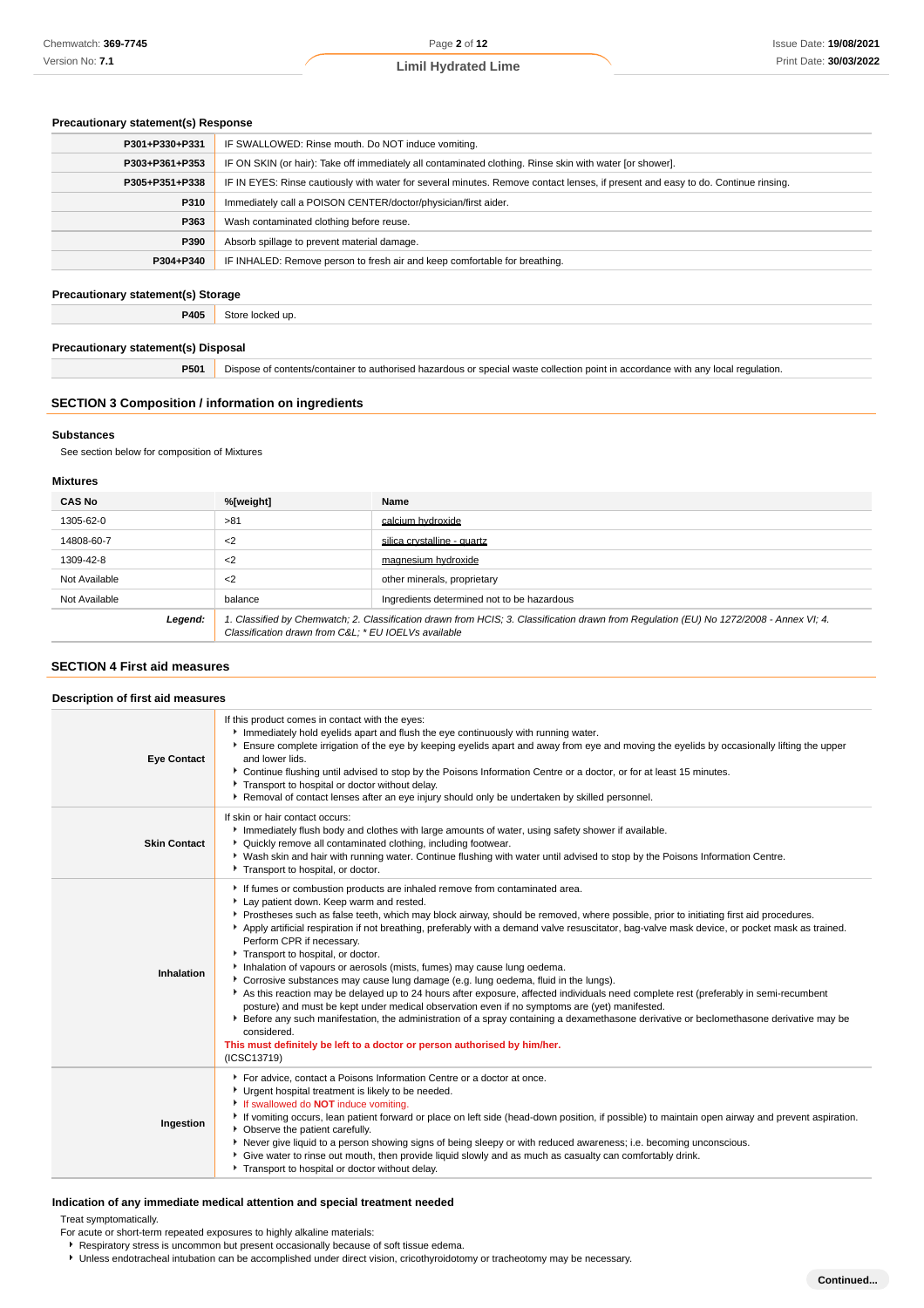### Precautionary statement(s) Response

| | |
|---|---|
| **P301+P330+P331** | IF SWALLOWED: Rinse mouth. Do NOT induce vomiting. |
| **P303+P361+P353** | IF ON SKIN (or hair): Take off immediately all contaminated clothing. Rinse skin with water [or shower]. |
| **P305+P351+P338** | IF IN EYES: Rinse cautiously with water for several minutes. Remove contact lenses, if present and easy to do. Continue rinsing. |
| **P310** | Immediately call a POISON CENTER/doctor/physician/first aider. |
| **P363** | Wash contaminated clothing before reuse. |
| **P390** | Absorb spillage to prevent material damage. |
| **P304+P340** | IF INHALED: Remove person to fresh air and keep comfortable for breathing. |

### Precautionary statement(s) Storage

| | |
|---|---|
| **P405** | Store locked up. |

### Precautionary statement(s) Disposal

| | |
|---|---|
| **P501** | Dispose of contents/container to authorised hazardous or special waste collection point in accordance with any local regulation. |

## SECTION 3 Composition / information on ingredients

### Substances

See section below for composition of Mixtures

### Mixtures

| CAS No | %[weight] | Name |
|---|---|---|
| 1305-62-0 | >81 | calcium hydroxide |
| 14808-60-7 | <2 | silica crystalline - quartz |
| 1309-42-8 | <2 | magnesium hydroxide |
| Not Available | <2 | other minerals, proprietary |
| Not Available | balance | Ingredients determined not to be hazardous |
| ***Legend:*** | *1. Classified by Chemwatch; 2. Classification drawn from HCIS; 3. Classification drawn from Regulation (EU) No 1272/2008 - Annex VI; 4. Classification drawn from C&L; * EU IOELVs available* | |

## SECTION 4 First aid measures

### Description of first aid measures

| | |
|---|---|
| **Eye Contact** | If this product comes in contact with the eyes:<br>- Immediately hold eyelids apart and flush the eye continuously with running water.<br>- Ensure complete irrigation of the eye by keeping eyelids apart and away from eye and moving the eyelids by occasionally lifting the upper and lower lids.<br>- Continue flushing until advised to stop by the Poisons Information Centre or a doctor, or for at least 15 minutes.<br>- Transport to hospital or doctor without delay.<br>- Removal of contact lenses after an eye injury should only be undertaken by skilled personnel. |
| **Skin Contact** | If skin or hair contact occurs:<br>- Immediately flush body and clothes with large amounts of water, using safety shower if available.<br>- Quickly remove all contaminated clothing, including footwear.<br>- Wash skin and hair with running water. Continue flushing with water until advised to stop by the Poisons Information Centre.<br>- Transport to hospital, or doctor. |
| **Inhalation** | - If fumes or combustion products are inhaled remove from contaminated area.<br>- Lay patient down. Keep warm and rested.<br>- Prostheses such as false teeth, which may block airway, should be removed, where possible, prior to initiating first aid procedures.<br>- Apply artificial respiration if not breathing, preferably with a demand valve resuscitator, bag-valve mask device, or pocket mask as trained. Perform CPR if necessary.<br>- Transport to hospital, or doctor.<br>- Inhalation of vapours or aerosols (mists, fumes) may cause lung oedema.<br>- Corrosive substances may cause lung damage (e.g. lung oedema, fluid in the lungs).<br>- As this reaction may be delayed up to 24 hours after exposure, affected individuals need complete rest (preferably in semi-recumbent posture) and must be kept under medical observation even if no symptoms are (yet) manifested.<br>- Before any such manifestation, the administration of a spray containing a dexamethasone derivative or beclomethasone derivative may be considered.<br>**This must definitely be left to a doctor or person authorised by him/her.**<br>(ICSC13719) |
| **Ingestion** | - For advice, contact a Poisons Information Centre or a doctor at once.<br>- Urgent hospital treatment is likely to be needed.<br>- If swallowed do **NOT** induce vomiting.<br>- If vomiting occurs, lean patient forward or place on left side (head-down position, if possible) to maintain open airway and prevent aspiration.<br>- Observe the patient carefully.<br>- Never give liquid to a person showing signs of being sleepy or with reduced awareness; i.e. becoming unconscious.<br>- Give water to rinse out mouth, then provide liquid slowly and as much as casualty can comfortably drink.<br>- Transport to hospital or doctor without delay. |

### Indication of any immediate medical attention and special treatment needed

Treat symptomatically.

For acute or short-term repeated exposures to highly alkaline materials:

- Respiratory stress is uncommon but present occasionally because of soft tissue edema.
- Unless endotracheal intubation can be accomplished under direct vision, cricothyroidotomy or tracheotomy may be necessary.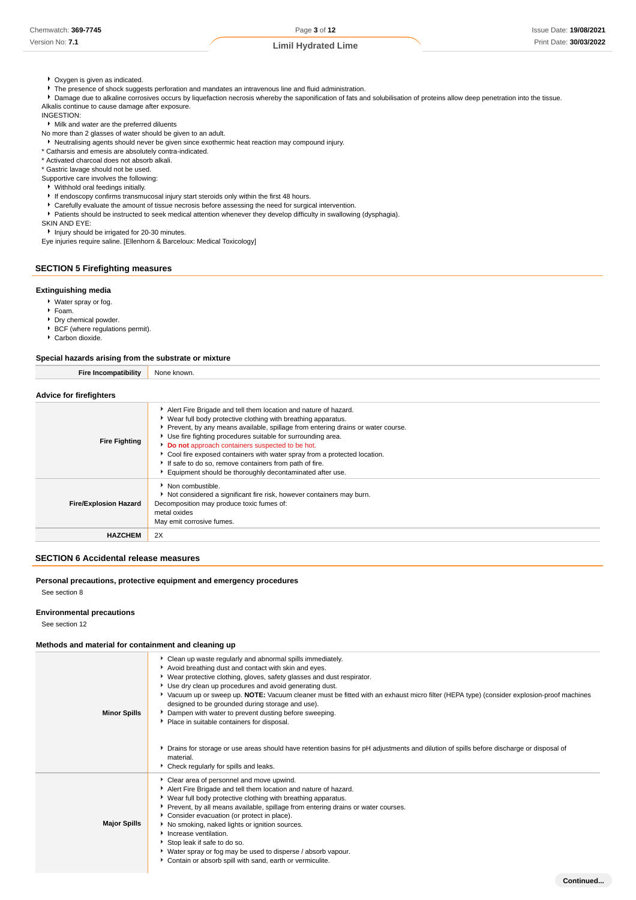- Oxygen is given as indicated.
- The presence of shock suggests perforation and mandates an intravenous line and fluid administration.
- Damage due to alkaline corrosives occurs by liquefaction necrosis whereby the saponification of fats and solubilisation of proteins allow deep penetration into the tissue.

Alkalis continue to cause damage after exposure.

INGESTION:

- Milk and water are the preferred diluents

No more than 2 glasses of water should be given to an adult.

- Neutralising agents should never be given since exothermic heat reaction may compound injury.

* Catharsis and emesis are absolutely contra-indicated.
* Activated charcoal does not absorb alkali.
* Gastric lavage should not be used.

Supportive care involves the following:

- Withhold oral feedings initially.
- If endoscopy confirms transmucosal injury start steroids only within the first 48 hours.
- Carefully evaluate the amount of tissue necrosis before assessing the need for surgical intervention.
- Patients should be instructed to seek medical attention whenever they develop difficulty in swallowing (dysphagia).

SKIN AND EYE:

- Injury should be irrigated for 20-30 minutes.

Eye injuries require saline. [Ellenhorn & Barceloux: Medical Toxicology]

## SECTION 5 Firefighting measures

### Extinguishing media

- Water spray or fog.
- Foam.
- Dry chemical powder.
- BCF (where regulations permit).
- Carbon dioxide.

### Special hazards arising from the substrate or mixture

| | |
|---|---|
| **Fire Incompatibility** | None known. |

### Advice for firefighters

| | |
|---|---|
| **Fire Fighting** | - Alert Fire Brigade and tell them location and nature of hazard.<br>- Wear full body protective clothing with breathing apparatus.<br>- Prevent, by any means available, spillage from entering drains or water course.<br>- Use fire fighting procedures suitable for surrounding area.<br>- **Do not** approach containers suspected to be hot.<br>- Cool fire exposed containers with water spray from a protected location.<br>- If safe to do so, remove containers from path of fire.<br>- Equipment should be thoroughly decontaminated after use. |
| **Fire/Explosion Hazard** | - Non combustible.<br>- Not considered a significant fire risk, however containers may burn.<br>Decomposition may produce toxic fumes of:<br>metal oxides<br>May emit corrosive fumes. |
| **HAZCHEM** | 2X |

## SECTION 6 Accidental release measures

### Personal precautions, protective equipment and emergency procedures

See section 8

### Environmental precautions

See section 12

### Methods and material for containment and cleaning up

| | |
|---|---|
| **Minor Spills** | - Clean up waste regularly and abnormal spills immediately.<br>- Avoid breathing dust and contact with skin and eyes.<br>- Wear protective clothing, gloves, safety glasses and dust respirator.<br>- Use dry clean up procedures and avoid generating dust.<br>- Vacuum up or sweep up. **NOTE:** Vacuum cleaner must be fitted with an exhaust micro filter (HEPA type) (consider explosion-proof machines designed to be grounded during storage and use).<br>- Dampen with water to prevent dusting before sweeping.<br>- Place in suitable containers for disposal.<br><br>- Drains for storage or use areas should have retention basins for pH adjustments and dilution of spills before discharge or disposal of material.<br>- Check regularly for spills and leaks. |
| **Major Spills** | - Clear area of personnel and move upwind.<br>- Alert Fire Brigade and tell them location and nature of hazard.<br>- Wear full body protective clothing with breathing apparatus.<br>- Prevent, by all means available, spillage from entering drains or water courses.<br>- Consider evacuation (or protect in place).<br>- No smoking, naked lights or ignition sources.<br>- Increase ventilation.<br>- Stop leak if safe to do so.<br>- Water spray or fog may be used to disperse / absorb vapour.<br>- Contain or absorb spill with sand, earth or vermiculite. |

**Continued...**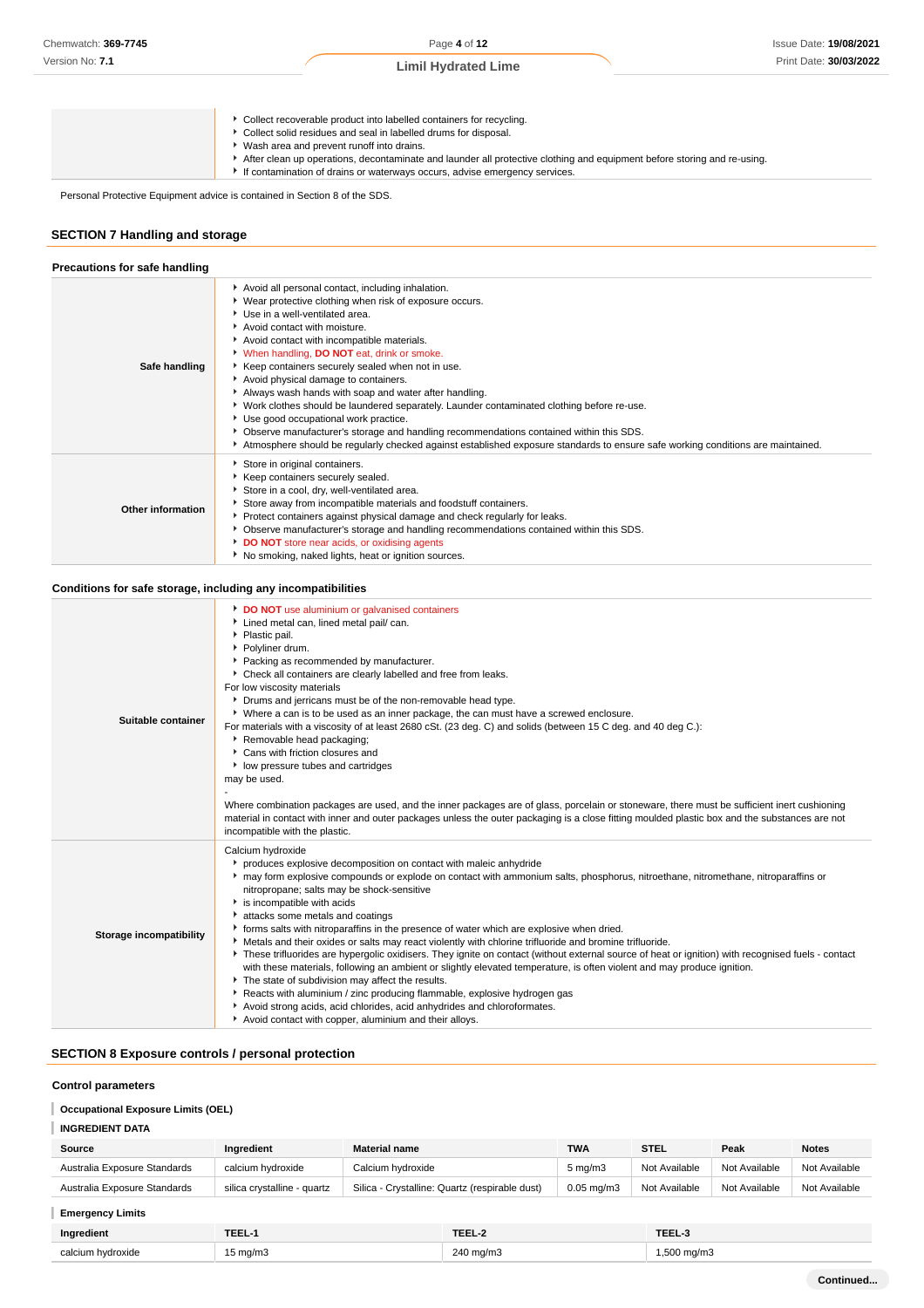| | |
|---|---|
| | - Collect recoverable product into labelled containers for recycling.<br>- Collect solid residues and seal in labelled drums for disposal.<br>- Wash area and prevent runoff into drains.<br>- After clean up operations, decontaminate and launder all protective clothing and equipment before storing and re-using.<br>- If contamination of drains or waterways occurs, advise emergency services. |

Personal Protective Equipment advice is contained in Section 8 of the SDS.

## SECTION 7 Handling and storage

### Precautions for safe handling

| | |
|---|---|
| **Safe handling** | - Avoid all personal contact, including inhalation.<br>- Wear protective clothing when risk of exposure occurs.<br>- Use in a well-ventilated area.<br>- Avoid contact with moisture.<br>- Avoid contact with incompatible materials.<br>- When handling, **DO NOT** eat, drink or smoke.<br>- Keep containers securely sealed when not in use.<br>- Avoid physical damage to containers.<br>- Always wash hands with soap and water after handling.<br>- Work clothes should be laundered separately. Launder contaminated clothing before re-use.<br>- Use good occupational work practice.<br>- Observe manufacturer's storage and handling recommendations contained within this SDS.<br>- Atmosphere should be regularly checked against established exposure standards to ensure safe working conditions are maintained. |
| **Other information** | - Store in original containers.<br>- Keep containers securely sealed.<br>- Store in a cool, dry, well-ventilated area.<br>- Store away from incompatible materials and foodstuff containers.<br>- Protect containers against physical damage and check regularly for leaks.<br>- Observe manufacturer's storage and handling recommendations contained within this SDS.<br>- **DO NOT** store near acids, or oxidising agents<br>- No smoking, naked lights, heat or ignition sources. |

### Conditions for safe storage, including any incompatibilities

| | |
|---|---|
| **Suitable container** | - **DO NOT** use aluminium or galvanised containers<br>- Lined metal can, lined metal pail/ can.<br>- Plastic pail.<br>- Polyliner drum.<br>- Packing as recommended by manufacturer.<br>- Check all containers are clearly labelled and free from leaks.<br>For low viscosity materials<br>- Drums and jerricans must be of the non-removable head type.<br>- Where a can is to be used as an inner package, the can must have a screwed enclosure.<br>For materials with a viscosity of at least 2680 cSt. (23 deg. C) and solids (between 15 C deg. and 40 deg C.):<br>- Removable head packaging;<br>- Cans with friction closures and<br>- low pressure tubes and cartridges<br>may be used.<br>-<br>Where combination packages are used, and the inner packages are of glass, porcelain or stoneware, there must be sufficient inert cushioning material in contact with inner and outer packages unless the outer packaging is a close fitting moulded plastic box and the substances are not incompatible with the plastic. |
| **Storage incompatibility** | Calcium hydroxide<br>- produces explosive decomposition on contact with maleic anhydride<br>- may form explosive compounds or explode on contact with ammonium salts, phosphorus, nitroethane, nitromethane, nitroparaffins or nitropropane; salts may be shock-sensitive<br>- is incompatible with acids<br>- attacks some metals and coatings<br>- forms salts with nitroparaffins in the presence of water which are explosive when dried.<br>- Metals and their oxides or salts may react violently with chlorine trifluoride and bromine trifluoride.<br>- These trifluorides are hypergolic oxidisers. They ignite on contact (without external source of heat or ignition) with recognised fuels - contact with these materials, following an ambient or slightly elevated temperature, is often violent and may produce ignition.<br>- The state of subdivision may affect the results.<br>- Reacts with aluminium / zinc producing flammable, explosive hydrogen gas<br>- Avoid strong acids, acid chlorides, acid anhydrides and chloroformates.<br>- Avoid contact with copper, aluminium and their alloys. |

## SECTION 8 Exposure controls / personal protection

### Control parameters

**Occupational Exposure Limits (OEL)**

**INGREDIENT DATA**

| Source | Ingredient | Material name | TWA | STEL | Peak | Notes |
|---|---|---|---|---|---|---|
| Australia Exposure Standards | calcium hydroxide | Calcium hydroxide | 5 mg/m3 | Not Available | Not Available | Not Available |
| Australia Exposure Standards | silica crystalline - quartz | Silica - Crystalline: Quartz (respirable dust) | 0.05 mg/m3 | Not Available | Not Available | Not Available |

**Emergency Limits**

| Ingredient | TEEL-1 | TEEL-2 | TEEL-3 |
|---|---|---|---|
| calcium hydroxide | 15 mg/m3 | 240 mg/m3 | 1,500 mg/m3 |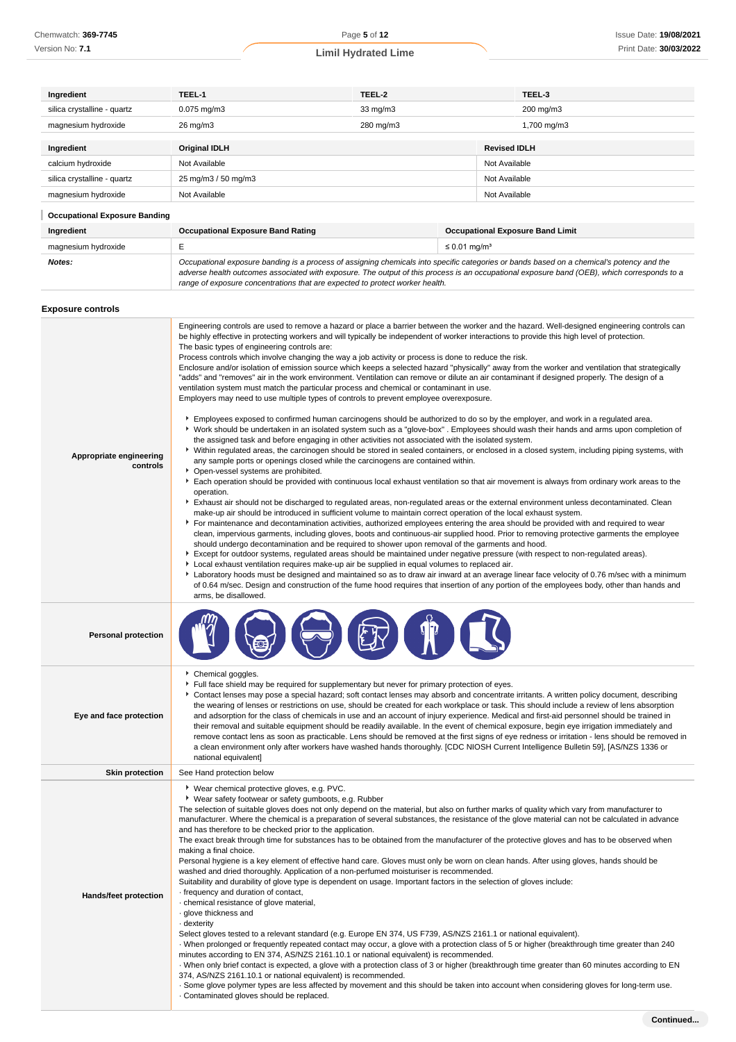| Ingredient | TEEL-1 | TEEL-2 | TEEL-3 |
|---|---|---|---|
| silica crystalline - quartz | 0.075 mg/m3 | 33 mg/m3 | 200 mg/m3 |
| magnesium hydroxide | 26 mg/m3 | 280 mg/m3 | 1,700 mg/m3 |

| Ingredient | Original IDLH | Revised IDLH |
|---|---|---|
| calcium hydroxide | Not Available | Not Available |
| silica crystalline - quartz | 25 mg/m3 / 50 mg/m3 | Not Available |
| magnesium hydroxide | Not Available | Not Available |

### Occupational Exposure Banding

| Ingredient | Occupational Exposure Band Rating | Occupational Exposure Band Limit |
|---|---|---|
| magnesium hydroxide | E | ≤ 0.01 mg/m³ |
| ***Notes:*** | *Occupational exposure banding is a process of assigning chemicals into specific categories or bands based on a chemical's potency and the adverse health outcomes associated with exposure. The output of this process is an occupational exposure band (OEB), which corresponds to a range of exposure concentrations that are expected to protect worker health.* | |

### Exposure controls

**Appropriate engineering controls**

Engineering controls are used to remove a hazard or place a barrier between the worker and the hazard. Well-designed engineering controls can be highly effective in protecting workers and will typically be independent of worker interactions to provide this high level of protection.
The basic types of engineering controls are:
Process controls which involve changing the way a job activity or process is done to reduce the risk.
Enclosure and/or isolation of emission source which keeps a selected hazard "physically" away from the worker and ventilation that strategically "adds" and "removes" air in the work environment. Ventilation can remove or dilute an air contaminant if designed properly. The design of a ventilation system must match the particular process and chemical or contaminant in use.
Employers may need to use multiple types of controls to prevent employee overexposure.

- Employees exposed to confirmed human carcinogens should be authorized to do so by the employer, and work in a regulated area.
- Work should be undertaken in an isolated system such as a "glove-box" . Employees should wash their hands and arms upon completion of the assigned task and before engaging in other activities not associated with the isolated system.
- Within regulated areas, the carcinogen should be stored in sealed containers, or enclosed in a closed system, including piping systems, with any sample ports or openings closed while the carcinogens are contained within.
- Open-vessel systems are prohibited.
- Each operation should be provided with continuous local exhaust ventilation so that air movement is always from ordinary work areas to the operation.
- Exhaust air should not be discharged to regulated areas, non-regulated areas or the external environment unless decontaminated. Clean make-up air should be introduced in sufficient volume to maintain correct operation of the local exhaust system.
- For maintenance and decontamination activities, authorized employees entering the area should be provided with and required to wear clean, impervious garments, including gloves, boots and continuous-air supplied hood. Prior to removing protective garments the employee should undergo decontamination and be required to shower upon removal of the garments and hood.
- Except for outdoor systems, regulated areas should be maintained under negative pressure (with respect to non-regulated areas).
- Local exhaust ventilation requires make-up air be supplied in equal volumes to replaced air.
- Laboratory hoods must be designed and maintained so as to draw air inward at an average linear face velocity of 0.76 m/sec with a minimum of 0.64 m/sec. Design and construction of the fume hood requires that insertion of any portion of the employees body, other than hands and arms, be disallowed.

**Personal protection**

**Eye and face protection**

- Chemical goggles.
- Full face shield may be required for supplementary but never for primary protection of eyes.
- Contact lenses may pose a special hazard; soft contact lenses may absorb and concentrate irritants. A written policy document, describing the wearing of lenses or restrictions on use, should be created for each workplace or task. This should include a review of lens absorption and adsorption for the class of chemicals in use and an account of injury experience. Medical and first-aid personnel should be trained in their removal and suitable equipment should be readily available. In the event of chemical exposure, begin eye irrigation immediately and remove contact lens as soon as practicable. Lens should be removed at the first signs of eye redness or irritation - lens should be removed in a clean environment only after workers have washed hands thoroughly. [CDC NIOSH Current Intelligence Bulletin 59], [AS/NZS 1336 or national equivalent]

**Skin protection**

See Hand protection below

**Hands/feet protection**

- Wear chemical protective gloves, e.g. PVC.
- Wear safety footwear or safety gumboots, e.g. Rubber

The selection of suitable gloves does not only depend on the material, but also on further marks of quality which vary from manufacturer to manufacturer. Where the chemical is a preparation of several substances, the resistance of the glove material can not be calculated in advance and has therefore to be checked prior to the application.
The exact break through time for substances has to be obtained from the manufacturer of the protective gloves and has to be observed when making a final choice.
Personal hygiene is a key element of effective hand care. Gloves must only be worn on clean hands. After using gloves, hands should be washed and dried thoroughly. Application of a non-perfumed moisturiser is recommended.
Suitability and durability of glove type is dependent on usage. Important factors in the selection of gloves include:
· frequency and duration of contact,
· chemical resistance of glove material,
· glove thickness and
· dexterity
Select gloves tested to a relevant standard (e.g. Europe EN 374, US F739, AS/NZS 2161.1 or national equivalent).
· When prolonged or frequently repeated contact may occur, a glove with a protection class of 5 or higher (breakthrough time greater than 240 minutes according to EN 374, AS/NZS 2161.10.1 or national equivalent) is recommended.
· When only brief contact is expected, a glove with a protection class of 3 or higher (breakthrough time greater than 60 minutes according to EN 374, AS/NZS 2161.10.1 or national equivalent) is recommended.
· Some glove polymer types are less affected by movement and this should be taken into account when considering gloves for long-term use.
· Contaminated gloves should be replaced.

Continued...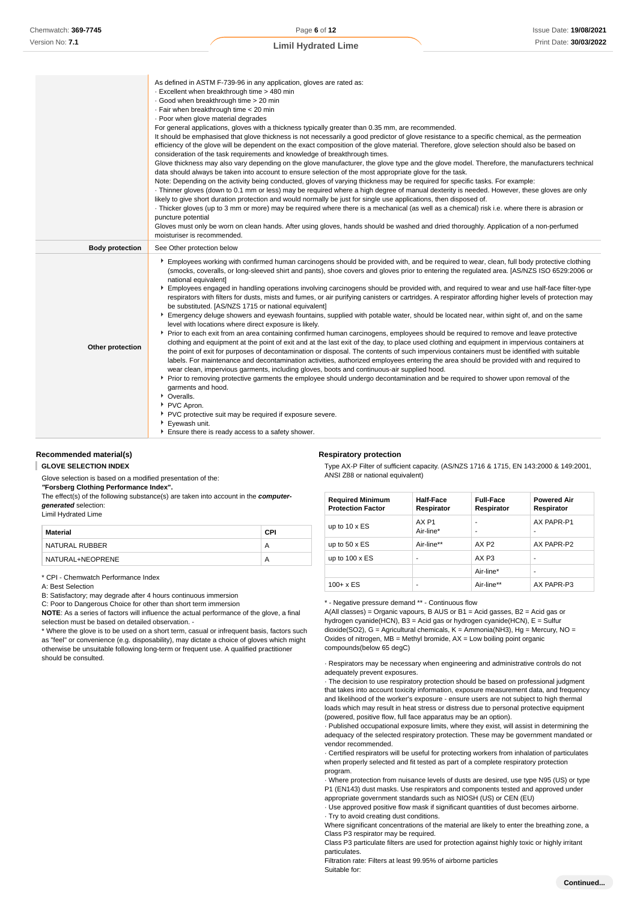| | |
|---|---|
| | As defined in ASTM F-739-96 in any application, gloves are rated as:<br>· Excellent when breakthrough time > 480 min<br>· Good when breakthrough time > 20 min<br>· Fair when breakthrough time < 20 min<br>· Poor when glove material degrades<br>For general applications, gloves with a thickness typically greater than 0.35 mm, are recommended.<br>It should be emphasised that glove thickness is not necessarily a good predictor of glove resistance to a specific chemical, as the permeation efficiency of the glove will be dependent on the exact composition of the glove material. Therefore, glove selection should also be based on consideration of the task requirements and knowledge of breakthrough times.<br>Glove thickness may also vary depending on the glove manufacturer, the glove type and the glove model. Therefore, the manufacturers technical data should always be taken into account to ensure selection of the most appropriate glove for the task.<br>Note: Depending on the activity being conducted, gloves of varying thickness may be required for specific tasks. For example:<br>· Thinner gloves (down to 0.1 mm or less) may be required where a high degree of manual dexterity is needed. However, these gloves are only likely to give short duration protection and would normally be just for single use applications, then disposed of.<br>· Thicker gloves (up to 3 mm or more) may be required where there is a mechanical (as well as a chemical) risk i.e. where there is abrasion or puncture potential<br>Gloves must only be worn on clean hands. After using gloves, hands should be washed and dried thoroughly. Application of a non-perfumed moisturiser is recommended. |
| **Body protection** | See Other protection below |
| **Other protection** | ▸ Employees working with confirmed human carcinogens should be provided with, and be required to wear, clean, full body protective clothing (smocks, coveralls, or long-sleeved shirt and pants), shoe covers and gloves prior to entering the regulated area. [AS/NZS ISO 6529:2006 or national equivalent]<br>▸ Employees engaged in handling operations involving carcinogens should be provided with, and required to wear and use half-face filter-type respirators with filters for dusts, mists and fumes, or air purifying canisters or cartridges. A respirator affording higher levels of protection may be substituted. [AS/NZS 1715 or national equivalent]<br>▸ Emergency deluge showers and eyewash fountains, supplied with potable water, should be located near, within sight of, and on the same level with locations where direct exposure is likely.<br>▸ Prior to each exit from an area containing confirmed human carcinogens, employees should be required to remove and leave protective clothing and equipment at the point of exit and at the last exit of the day, to place used clothing and equipment in impervious containers at the point of exit for purposes of decontamination or disposal. The contents of such impervious containers must be identified with suitable labels. For maintenance and decontamination activities, authorized employees entering the area should be provided with and required to wear clean, impervious garments, including gloves, boots and continuous-air supplied hood.<br>▸ Prior to removing protective garments the employee should undergo decontamination and be required to shower upon removal of the garments and hood.<br>▸ Overalls.<br>▸ PVC Apron.<br>▸ PVC protective suit may be required if exposure severe.<br>▸ Eyewash unit.<br>▸ Ensure there is ready access to a safety shower. |

### Recommended material(s)

**GLOVE SELECTION INDEX**

Glove selection is based on a modified presentation of the:
***"Forsberg Clothing Performance Index".***
The effect(s) of the following substance(s) are taken into account in the ***computer-generated*** selection:
Limil Hydrated Lime

| Material | CPI |
|---|---|
| NATURAL RUBBER | A |
| NATURAL+NEOPRENE | A |

\* CPI - Chemwatch Performance Index
A: Best Selection
B: Satisfactory; may degrade after 4 hours continuous immersion
C: Poor to Dangerous Choice for other than short term immersion
**NOTE**: As a series of factors will influence the actual performance of the glove, a final selection must be based on detailed observation. -
\* Where the glove is to be used on a short term, casual or infrequent basis, factors such as "feel" or convenience (e.g. disposability), may dictate a choice of gloves which might otherwise be unsuitable following long-term or frequent use. A qualified practitioner should be consulted.

### Respiratory protection

Type AX-P Filter of sufficient capacity. (AS/NZS 1716 & 1715, EN 143:2000 & 149:2001, ANSI Z88 or national equivalent)

| Required Minimum Protection Factor | Half-Face Respirator | Full-Face Respirator | Powered Air Respirator |
|---|---|---|---|
| up to 10 x ES | AX P1<br>Air-line* | -<br>- | AX PAPR-P1<br>- |
| up to 50 x ES | Air-line** | AX P2 | AX PAPR-P2 |
| up to 100 x ES | - | AX P3 | - |
| | | Air-line* | - |
| 100+ x ES | - | Air-line** | AX PAPR-P3 |

\* - Negative pressure demand ** - Continuous flow
A(All classes) = Organic vapours, B AUS or B1 = Acid gasses, B2 = Acid gas or hydrogen cyanide(HCN), B3 = Acid gas or hydrogen cyanide(HCN), E = Sulfur dioxide($SO_2$), G = Agricultural chemicals, K = Ammonia($NH_3$), Hg = Mercury, NO = Oxides of nitrogen, MB = Methyl bromide, AX = Low boiling point organic compounds(below 65 degC)

· Respirators may be necessary when engineering and administrative controls do not adequately prevent exposures.
· The decision to use respiratory protection should be based on professional judgment that takes into account toxicity information, exposure measurement data, and frequency and likelihood of the worker's exposure - ensure users are not subject to high thermal loads which may result in heat stress or distress due to personal protective equipment (powered, positive flow, full face apparatus may be an option).
· Published occupational exposure limits, where they exist, will assist in determining the adequacy of the selected respiratory protection. These may be government mandated or vendor recommended.
· Certified respirators will be useful for protecting workers from inhalation of particulates when properly selected and fit tested as part of a complete respiratory protection program.
· Where protection from nuisance levels of dusts are desired, use type N95 (US) or type P1 (EN143) dust masks. Use respirators and components tested and approved under appropriate government standards such as NIOSH (US) or CEN (EU)
· Use approved positive flow mask if significant quantities of dust becomes airborne.
· Try to avoid creating dust conditions.
Where significant concentrations of the material are likely to enter the breathing zone, a Class P3 respirator may be required.
Class P3 particulate filters are used for protection against highly toxic or highly irritant particulates.
Filtration rate: Filters at least 99.95% of airborne particles
Suitable for:

Continued...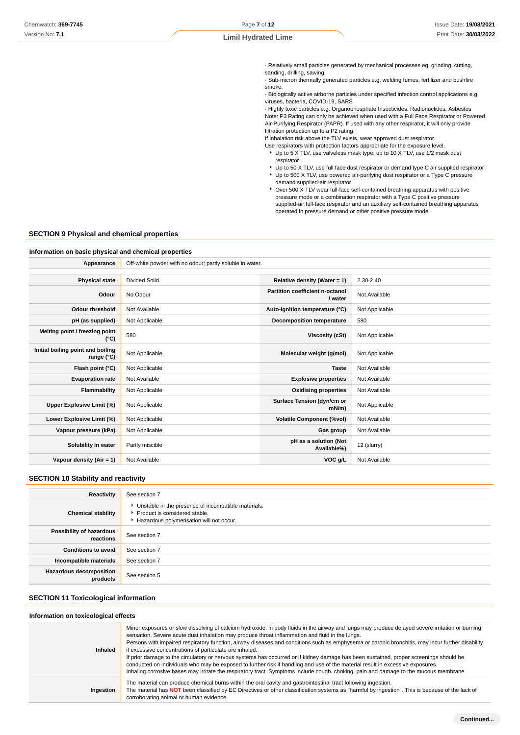· Relatively small particles generated by mechanical processes eg. grinding, cutting, sanding, drilling, sawing.
· Sub-micron thermally generated particles e.g. welding fumes, fertilizer and bushfire smoke.
· Biologically active airborne particles under specified infection control applications e.g. viruses, bacteria, COVID-19, SARS
· Highly toxic particles e.g. Organophosphate Insecticides, Radionuclides, Asbestos
Note: P3 Rating can only be achieved when used with a Full Face Respirator or Powered Air-Purifying Respirator (PAPR). If used with any other respirator, it will only provide filtration protection up to a P2 rating.
If inhalation risk above the TLV exists, wear approved dust respirator.
Use respirators with protection factors appropriate for the exposure level.

- Up to 5 X TLV, use valveless mask type; up to 10 X TLV, use 1/2 mask dust respirator
- Up to 50 X TLV, use full face dust respirator or demand type C air supplied respirator
- Up to 500 X TLV, use powered air-purifying dust respirator or a Type C pressure demand supplied-air respirator
- Over 500 X TLV wear full-face self-contained breathing apparatus with positive pressure mode or a combination respirator with a Type C positive pressure supplied-air full-face respirator and an auxiliary self-contained breathing apparatus operated in pressure demand or other positive pressure mode

## SECTION 9 Physical and chemical properties

### Information on basic physical and chemical properties

| Appearance | Off-white powder with no odour; partly soluble in water. | | |
|---|---|---|---|
| **Physical state** | Divided Solid | **Relative density (Water = 1)** | 2.30-2.40 |
| **Odour** | No Odour | **Partition coefficient n-octanol / water** | Not Available |
| **Odour threshold** | Not Available | **Auto-ignition temperature (°C)** | Not Applicable |
| **pH (as supplied)** | Not Applicable | **Decomposition temperature** | 580 |
| **Melting point / freezing point (°C)** | 580 | **Viscosity (cSt)** | Not Applicable |
| **Initial boiling point and boiling range (°C)** | Not Applicable | **Molecular weight (g/mol)** | Not Applicable |
| **Flash point (°C)** | Not Applicable | **Taste** | Not Available |
| **Evaporation rate** | Not Available | **Explosive properties** | Not Available |
| **Flammability** | Not Applicable | **Oxidising properties** | Not Available |
| **Upper Explosive Limit (%)** | Not Applicable | **Surface Tension (dyn/cm or mN/m)** | Not Applicable |
| **Lower Explosive Limit (%)** | Not Applicable | **Volatile Component (%vol)** | Not Available |
| **Vapour pressure (kPa)** | Not Applicable | **Gas group** | Not Available |
| **Solubility in water** | Partly miscible | **pH as a solution (Not Available%)** | 12 (slurry) |
| **Vapour density (Air = 1)** | Not Available | **VOC g/L** | Not Available |

## SECTION 10 Stability and reactivity

| | |
|---|---|
| **Reactivity** | See section 7 |
| **Chemical stability** | ‣ Unstable in the presence of incompatible materials.<br>‣ Product is considered stable.<br>‣ Hazardous polymerisation will not occur. |
| **Possibility of hazardous reactions** | See section 7 |
| **Conditions to avoid** | See section 7 |
| **Incompatible materials** | See section 7 |
| **Hazardous decomposition products** | See section 5 |

## SECTION 11 Toxicological information

### Information on toxicological effects

| | |
|---|---|
| **Inhaled** | Minor exposures or slow dissolving of calcium hydroxide, in body fluids in the airway and lungs may produce delayed severe irritation or burning sensation. Severe acute dust inhalation may produce throat inflammation and fluid in the lungs.<br>Persons with impaired respiratory function, airway diseases and conditions such as emphysema or chronic bronchitis, may incur further disability if excessive concentrations of particulate are inhaled.<br>If prior damage to the circulatory or nervous systems has occurred or if kidney damage has been sustained, proper screenings should be conducted on individuals who may be exposed to further risk if handling and use of the material result in excessive exposures.<br>Inhaling corrosive bases may irritate the respiratory tract. Symptoms include cough, choking, pain and damage to the mucous membrane. |
| **Ingestion** | The material can produce chemical burns within the oral cavity and gastrointestinal tract following ingestion.<br>The material has **NOT** been classified by EC Directives or other classification systems as "harmful by ingestion". This is because of the lack of corroborating animal or human evidence. |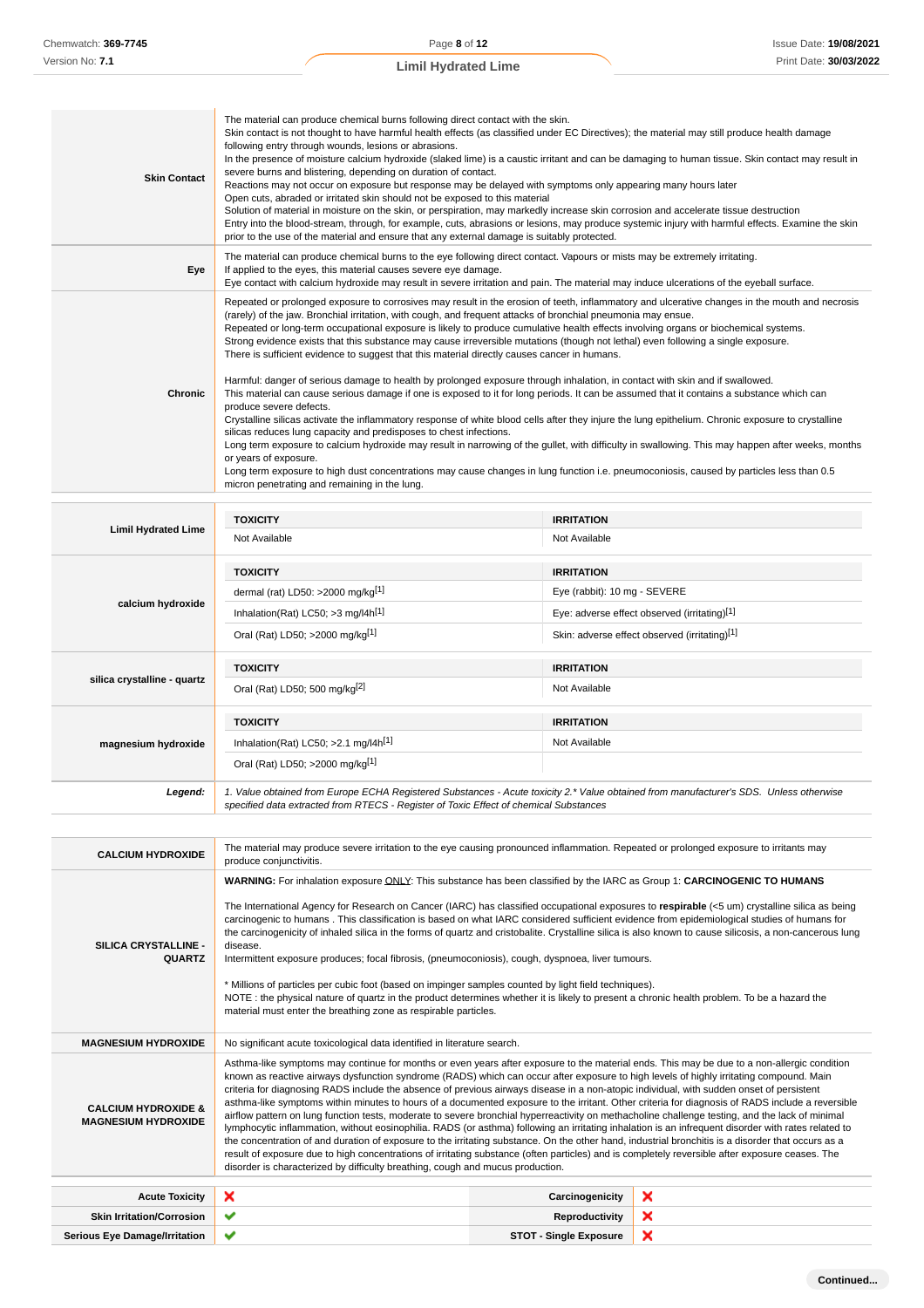| | |
|---|---|
| **Skin Contact** | The material can produce chemical burns following direct contact with the skin.<br>Skin contact is not thought to have harmful health effects (as classified under EC Directives); the material may still produce health damage following entry through wounds, lesions or abrasions.<br>In the presence of moisture calcium hydroxide (slaked lime) is a caustic irritant and can be damaging to human tissue. Skin contact may result in severe burns and blistering, depending on duration of contact.<br>Reactions may not occur on exposure but response may be delayed with symptoms only appearing many hours later<br>Open cuts, abraded or irritated skin should not be exposed to this material<br>Solution of material in moisture on the skin, or perspiration, may markedly increase skin corrosion and accelerate tissue destruction<br>Entry into the blood-stream, through, for example, cuts, abrasions or lesions, may produce systemic injury with harmful effects. Examine the skin prior to the use of the material and ensure that any external damage is suitably protected. |
| **Eye** | The material can produce chemical burns to the eye following direct contact. Vapours or mists may be extremely irritating.<br>If applied to the eyes, this material causes severe eye damage.<br>Eye contact with calcium hydroxide may result in severe irritation and pain. The material may induce ulcerations of the eyeball surface. |
| **Chronic** | Repeated or prolonged exposure to corrosives may result in the erosion of teeth, inflammatory and ulcerative changes in the mouth and necrosis (rarely) of the jaw. Bronchial irritation, with cough, and frequent attacks of bronchial pneumonia may ensue.<br>Repeated or long-term occupational exposure is likely to produce cumulative health effects involving organs or biochemical systems.<br>Strong evidence exists that this substance may cause irreversible mutations (though not lethal) even following a single exposure.<br>There is sufficient evidence to suggest that this material directly causes cancer in humans.<br><br>Harmful: danger of serious damage to health by prolonged exposure through inhalation, in contact with skin and if swallowed.<br>This material can cause serious damage if one is exposed to it for long periods. It can be assumed that it contains a substance which can produce severe defects.<br>Crystalline silicas activate the inflammatory response of white blood cells after they injure the lung epithelium. Chronic exposure to crystalline silicas reduces lung capacity and predisposes to chest infections.<br>Long term exposure to calcium hydroxide may result in narrowing of the gullet, with difficulty in swallowing. This may happen after weeks, months or years of exposure.<br>Long term exposure to high dust concentrations may cause changes in lung function i.e. pneumoconiosis, caused by particles less than 0.5 micron penetrating and remaining in the lung. |

| | TOXICITY | IRRITATION |
|---|---|---|
| **Limil Hydrated Lime** | Not Available | Not Available |
| **calcium hydroxide** | dermal (rat) LD50: >2000 mg/kg[1] | Eye (rabbit): 10 mg - SEVERE |
| | Inhalation(Rat) LC50; >3 mg/l4h[1] | Eye: adverse effect observed (irritating)[1] |
| | Oral (Rat) LD50; >2000 mg/kg[1] | Skin: adverse effect observed (irritating)[1] |
| **silica crystalline - quartz** | Oral (Rat) LD50; 500 mg/kg[2] | Not Available |
| **magnesium hydroxide** | Inhalation(Rat) LC50; >2.1 mg/l4h[1] | Not Available |
| | Oral (Rat) LD50; >2000 mg/kg[1] | |
| ***Legend:*** | *1. Value obtained from Europe ECHA Registered Substances - Acute toxicity 2.* Value obtained from manufacturer's SDS. Unless otherwise specified data extracted from RTECS - Register of Toxic Effect of chemical Substances* | |

| | |
|---|---|
| **CALCIUM HYDROXIDE** | The material may produce severe irritation to the eye causing pronounced inflammation. Repeated or prolonged exposure to irritants may produce conjunctivitis. |
| **SILICA CRYSTALLINE - QUARTZ** | **WARNING:** For inhalation exposure ONLY: This substance has been classified by the IARC as Group 1: **CARCINOGENIC TO HUMANS**<br><br>The International Agency for Research on Cancer (IARC) has classified occupational exposures to **respirable** (<5 um) crystalline silica as being carcinogenic to humans . This classification is based on what IARC considered sufficient evidence from epidemiological studies of humans for the carcinogenicity of inhaled silica in the forms of quartz and cristobalite. Crystalline silica is also known to cause silicosis, a non-cancerous lung disease.<br>Intermittent exposure produces; focal fibrosis, (pneumoconiosis), cough, dyspnoea, liver tumours.<br><br>* Millions of particles per cubic foot (based on impinger samples counted by light field techniques).<br>NOTE : the physical nature of quartz in the product determines whether it is likely to present a chronic health problem. To be a hazard the material must enter the breathing zone as respirable particles. |
| **MAGNESIUM HYDROXIDE** | No significant acute toxicological data identified in literature search. |
| **CALCIUM HYDROXIDE & MAGNESIUM HYDROXIDE** | Asthma-like symptoms may continue for months or even years after exposure to the material ends. This may be due to a non-allergic condition known as reactive airways dysfunction syndrome (RADS) which can occur after exposure to high levels of highly irritating compound. Main criteria for diagnosing RADS include the absence of previous airways disease in a non-atopic individual, with sudden onset of persistent asthma-like symptoms within minutes to hours of a documented exposure to the irritant. Other criteria for diagnosis of RADS include a reversible airflow pattern on lung function tests, moderate to severe bronchial hyperreactivity on methacholine challenge testing, and the lack of minimal lymphocytic inflammation, without eosinophilia. RADS (or asthma) following an irritating inhalation is an infrequent disorder with rates related to the concentration of and duration of exposure to the irritating substance. On the other hand, industrial bronchitis is a disorder that occurs as a result of exposure due to high concentrations of irritating substance (often particles) and is completely reversible after exposure ceases. The disorder is characterized by difficulty breathing, cough and mucus production. |

| | | | |
|---|---|---|---|
| **Acute Toxicity** | ✘ | **Carcinogenicity** | ✘ |
| **Skin Irritation/Corrosion** | ✔ | **Reproductivity** | ✘ |
| **Serious Eye Damage/Irritation** | ✔ | **STOT - Single Exposure** | ✘ |

**Continued...**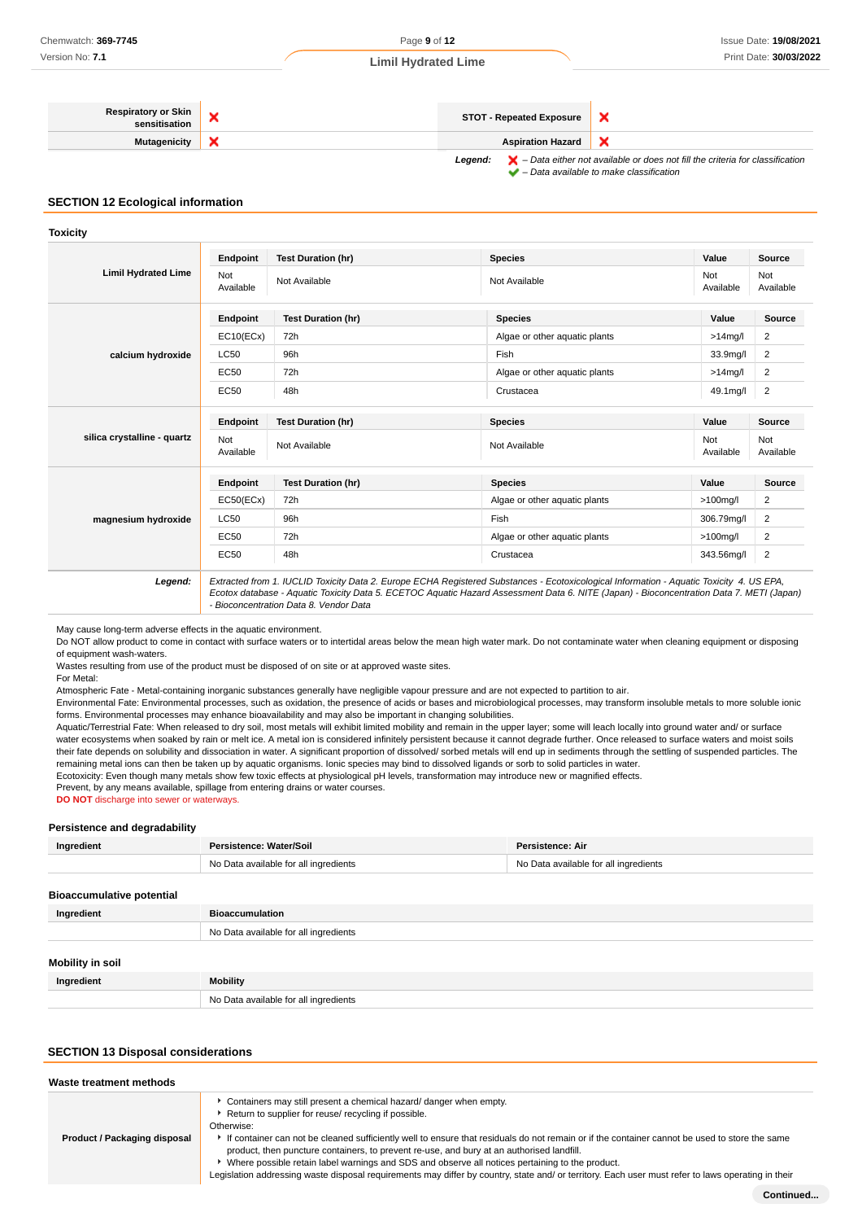| | | | |
|---|---|---|---|
| **Respiratory or Skin sensitisation** | ✘ | **STOT - Repeated Exposure** | ✘ |
| **Mutagenicity** | ✘ | **Aspiration Hazard** | ✘ |

*Legend:* ✘ *– Data either not available or does not fill the criteria for classification*
✔ *– Data available to make classification*

## SECTION 12 Ecological information

### Toxicity

**Limil Hydrated Lime**

| Endpoint | Test Duration (hr) | Species | Value | Source |
|---|---|---|---|---|
| Not Available | Not Available | Not Available | Not Available | Not Available |

**calcium hydroxide**

| Endpoint | Test Duration (hr) | Species | Value | Source |
|---|---|---|---|---|
| EC10(ECx) | 72h | Algae or other aquatic plants | >14mg/l | 2 |
| LC50 | 96h | Fish | 33.9mg/l | 2 |
| EC50 | 72h | Algae or other aquatic plants | >14mg/l | 2 |
| EC50 | 48h | Crustacea | 49.1mg/l | 2 |

**silica crystalline - quartz**

| Endpoint | Test Duration (hr) | Species | Value | Source |
|---|---|---|---|---|
| Not Available | Not Available | Not Available | Not Available | Not Available |

**magnesium hydroxide**

| Endpoint | Test Duration (hr) | Species | Value | Source |
|---|---|---|---|---|
| EC50(ECx) | 72h | Algae or other aquatic plants | >100mg/l | 2 |
| LC50 | 96h | Fish | 306.79mg/l | 2 |
| EC50 | 72h | Algae or other aquatic plants | >100mg/l | 2 |
| EC50 | 48h | Crustacea | 343.56mg/l | 2 |

***Legend:*** *Extracted from 1. IUCLID Toxicity Data 2. Europe ECHA Registered Substances - Ecotoxicological Information - Aquatic Toxicity 4. US EPA, Ecotox database - Aquatic Toxicity Data 5. ECETOC Aquatic Hazard Assessment Data 6. NITE (Japan) - Bioconcentration Data 7. METI (Japan) - Bioconcentration Data 8. Vendor Data*

May cause long-term adverse effects in the aquatic environment.
Do NOT allow product to come in contact with surface waters or to intertidal areas below the mean high water mark. Do not contaminate water when cleaning equipment or disposing of equipment wash-waters.
Wastes resulting from use of the product must be disposed of on site or at approved waste sites.
For Metal:
Atmospheric Fate - Metal-containing inorganic substances generally have negligible vapour pressure and are not expected to partition to air.
Environmental Fate: Environmental processes, such as oxidation, the presence of acids or bases and microbiological processes, may transform insoluble metals to more soluble ionic forms. Environmental processes may enhance bioavailability and may also be important in changing solubilities.
Aquatic/Terrestrial Fate: When released to dry soil, most metals will exhibit limited mobility and remain in the upper layer; some will leach locally into ground water and/ or surface water ecosystems when soaked by rain or melt ice. A metal ion is considered infinitely persistent because it cannot degrade further. Once released to surface waters and moist soils their fate depends on solubility and dissociation in water. A significant proportion of dissolved/ sorbed metals will end up in sediments through the settling of suspended particles. The remaining metal ions can then be taken up by aquatic organisms. Ionic species may bind to dissolved ligands or sorb to solid particles in water.
Ecotoxicity: Even though many metals show few toxic effects at physiological pH levels, transformation may introduce new or magnified effects.
Prevent, by any means available, spillage from entering drains or water courses.
**DO NOT** discharge into sewer or waterways.

### Persistence and degradability

| Ingredient | Persistence: Water/Soil | Persistence: Air |
|---|---|---|
| | No Data available for all ingredients | No Data available for all ingredients |

### Bioaccumulative potential

| Ingredient | Bioaccumulation |
|---|---|
| | No Data available for all ingredients |

### Mobility in soil

| Ingredient | Mobility |
|---|---|
| | No Data available for all ingredients |

## SECTION 13 Disposal considerations

### Waste treatment methods

**Product / Packaging disposal**

- Containers may still present a chemical hazard/ danger when empty.
- Return to supplier for reuse/ recycling if possible.

Otherwise:

- If container can not be cleaned sufficiently well to ensure that residuals do not remain or if the container cannot be used to store the same product, then puncture containers, to prevent re-use, and bury at an authorised landfill.
- Where possible retain label warnings and SDS and observe all notices pertaining to the product.

Legislation addressing waste disposal requirements may differ by country, state and/ or territory. Each user must refer to laws operating in their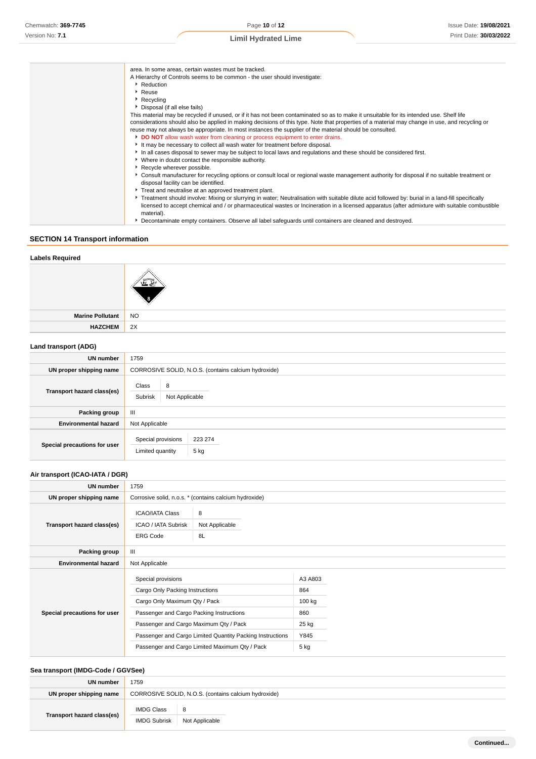| | |
|---|---|
| | area. In some areas, certain wastes must be tracked.<br>A Hierarchy of Controls seems to be common - the user should investigate:<br>- Reduction<br>- Reuse<br>- Recycling<br>- Disposal (if all else fails)<br>This material may be recycled if unused, or if it has not been contaminated so as to make it unsuitable for its intended use. Shelf life considerations should also be applied in making decisions of this type. Note that properties of a material may change in use, and recycling or reuse may not always be appropriate. In most instances the supplier of the material should be consulted.<br>- **DO NOT** allow wash water from cleaning or process equipment to enter drains.<br>- It may be necessary to collect all wash water for treatment before disposal.<br>- In all cases disposal to sewer may be subject to local laws and regulations and these should be considered first.<br>- Where in doubt contact the responsible authority.<br>- Recycle wherever possible.<br>- Consult manufacturer for recycling options or consult local or regional waste management authority for disposal if no suitable treatment or disposal facility can be identified.<br>- Treat and neutralise at an approved treatment plant.<br>- Treatment should involve: Mixing or slurrying in water; Neutralisation with suitable dilute acid followed by: burial in a land-fill specifically licensed to accept chemical and / or pharmaceutical wastes or Incineration in a licensed apparatus (after admixture with suitable combustible material).<br>- Decontaminate empty containers. Observe all label safeguards until containers are cleaned and destroyed. |

## SECTION 14 Transport information

### Labels Required

| | |
|---|---|
| | 8 |
| **Marine Pollutant** | NO |
| **HAZCHEM** | 2X |

### Land transport (ADG)

| | |
|---|---|
| **UN number** | 1759 |
| **UN proper shipping name** | CORROSIVE SOLID, N.O.S. (contains calcium hydroxide) |
| **Transport hazard class(es)** | Class: 8<br>Subrisk: Not Applicable |
| **Packing group** | III |
| **Environmental hazard** | Not Applicable |
| **Special precautions for user** | Special provisions: 223 274<br>Limited quantity: 5 kg |

### Air transport (ICAO-IATA / DGR)

| | |
|---|---|
| **UN number** | 1759 |
| **UN proper shipping name** | Corrosive solid, n.o.s. * (contains calcium hydroxide) |
| **Transport hazard class(es)** | ICAO/IATA Class: 8<br>ICAO / IATA Subrisk: Not Applicable<br>ERG Code: 8L |
| **Packing group** | III |
| **Environmental hazard** | Not Applicable |
| **Special precautions for user** | Special provisions: A3 A803<br>Cargo Only Packing Instructions: 864<br>Cargo Only Maximum Qty / Pack: 100 kg<br>Passenger and Cargo Packing Instructions: 860<br>Passenger and Cargo Maximum Qty / Pack: 25 kg<br>Passenger and Cargo Limited Quantity Packing Instructions: Y845<br>Passenger and Cargo Limited Maximum Qty / Pack: 5 kg |

### Sea transport (IMDG-Code / GGVSee)

| | |
|---|---|
| **UN number** | 1759 |
| **UN proper shipping name** | CORROSIVE SOLID, N.O.S. (contains calcium hydroxide) |
| **Transport hazard class(es)** | IMDG Class: 8<br>IMDG Subrisk: Not Applicable |

Continued...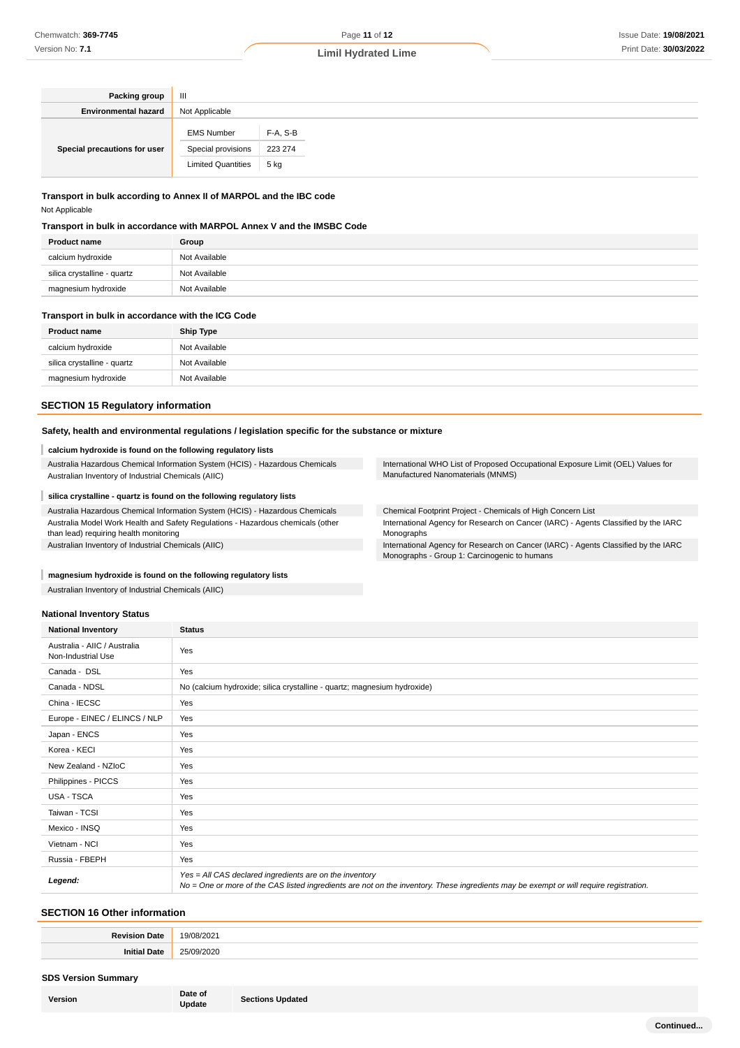| Packing group | III |
|---|---|
| Environmental hazard | Not Applicable |
| Special precautions for user | EMS Number: F-A, S-B<br>Special provisions: 223 274<br>Limited Quantities: 5 kg |

### Transport in bulk according to Annex II of MARPOL and the IBC code

Not Applicable

### Transport in bulk in accordance with MARPOL Annex V and the IMSBC Code

| Product name | Group |
|---|---|
| calcium hydroxide | Not Available |
| silica crystalline - quartz | Not Available |
| magnesium hydroxide | Not Available |

### Transport in bulk in accordance with the ICG Code

| Product name | Ship Type |
|---|---|
| calcium hydroxide | Not Available |
| silica crystalline - quartz | Not Available |
| magnesium hydroxide | Not Available |

## SECTION 15 Regulatory information

### Safety, health and environmental regulations / legislation specific for the substance or mixture

**calcium hydroxide is found on the following regulatory lists**

Australia Hazardous Chemical Information System (HCIS) - Hazardous Chemicals
Australian Inventory of Industrial Chemicals (AIIC)
International WHO List of Proposed Occupational Exposure Limit (OEL) Values for Manufactured Nanomaterials (MNMS)

**silica crystalline - quartz is found on the following regulatory lists**

Australia Hazardous Chemical Information System (HCIS) - Hazardous Chemicals
Australia Model Work Health and Safety Regulations - Hazardous chemicals (other than lead) requiring health monitoring
Australian Inventory of Industrial Chemicals (AIIC)
Chemical Footprint Project - Chemicals of High Concern List
International Agency for Research on Cancer (IARC) - Agents Classified by the IARC Monographs
International Agency for Research on Cancer (IARC) - Agents Classified by the IARC Monographs - Group 1: Carcinogenic to humans

**magnesium hydroxide is found on the following regulatory lists**

Australian Inventory of Industrial Chemicals (AIIC)

### National Inventory Status

| National Inventory | Status |
|---|---|
| Australia - AIIC / Australia Non-Industrial Use | Yes |
| Canada - DSL | Yes |
| Canada - NDSL | No (calcium hydroxide; silica crystalline - quartz; magnesium hydroxide) |
| China - IECSC | Yes |
| Europe - EINEC / ELINCS / NLP | Yes |
| Japan - ENCS | Yes |
| Korea - KECI | Yes |
| New Zealand - NZIoC | Yes |
| Philippines - PICCS | Yes |
| USA - TSCA | Yes |
| Taiwan - TCSI | Yes |
| Mexico - INSQ | Yes |
| Vietnam - NCI | Yes |
| Russia - FBEPH | Yes |
| ***Legend:*** | *Yes = All CAS declared ingredients are on the inventory*<br>*No = One or more of the CAS listed ingredients are not on the inventory. These ingredients may be exempt or will require registration.* |

## SECTION 16 Other information

| Revision Date | 19/08/2021 |
|---|---|
| Initial Date | 25/09/2020 |

### SDS Version Summary

| Version | Date of Update | Sections Updated |
|---|---|---|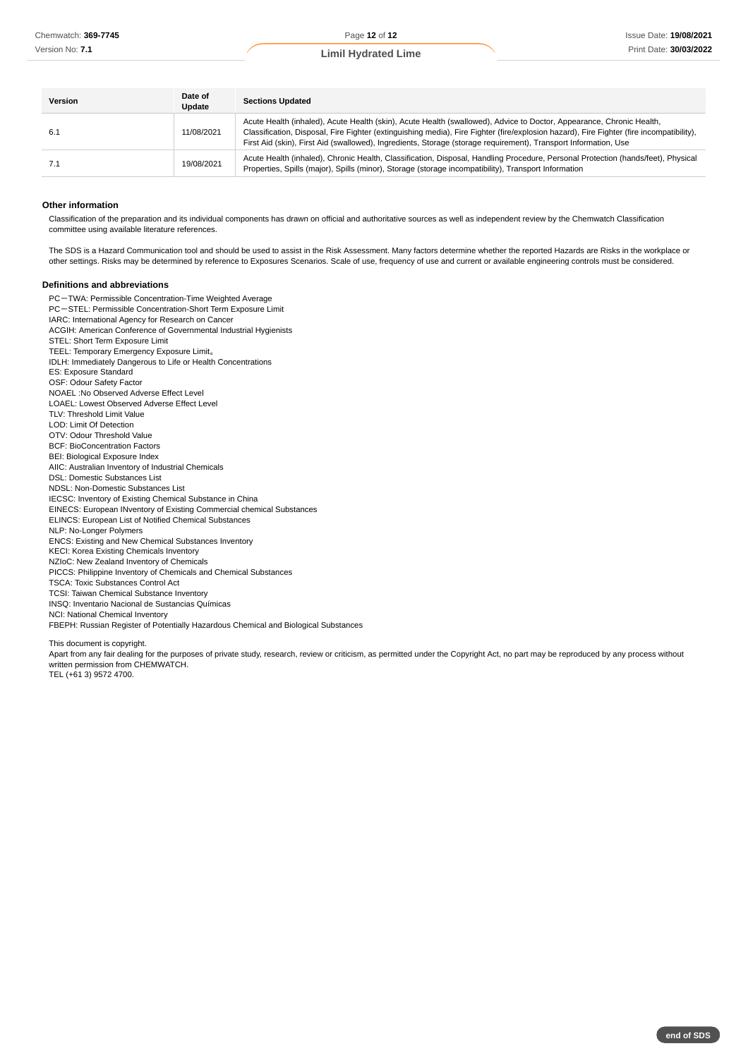| Version | Date of Update | Sections Updated |
| --- | --- | --- |
| 6.1 | 11/08/2021 | Acute Health (inhaled), Acute Health (skin), Acute Health (swallowed), Advice to Doctor, Appearance, Chronic Health, Classification, Disposal, Fire Fighter (extinguishing media), Fire Fighter (fire/explosion hazard), Fire Fighter (fire incompatibility), First Aid (skin), First Aid (swallowed), Ingredients, Storage (storage requirement), Transport Information, Use |
| 7.1 | 19/08/2021 | Acute Health (inhaled), Chronic Health, Classification, Disposal, Handling Procedure, Personal Protection (hands/feet), Physical Properties, Spills (major), Spills (minor), Storage (storage incompatibility), Transport Information |

### Other information

Classification of the preparation and its individual components has drawn on official and authoritative sources as well as independent review by the Chemwatch Classification committee using available literature references.

The SDS is a Hazard Communication tool and should be used to assist in the Risk Assessment. Many factors determine whether the reported Hazards are Risks in the workplace or other settings. Risks may be determined by reference to Exposures Scenarios. Scale of use, frequency of use and current or available engineering controls must be considered.

### Definitions and abbreviations

PC－TWA: Permissible Concentration-Time Weighted Average
PC－STEL: Permissible Concentration-Short Term Exposure Limit
IARC: International Agency for Research on Cancer
ACGIH: American Conference of Governmental Industrial Hygienists
STEL: Short Term Exposure Limit
TEEL: Temporary Emergency Exposure Limit。
IDLH: Immediately Dangerous to Life or Health Concentrations
ES: Exposure Standard
OSF: Odour Safety Factor
NOAEL :No Observed Adverse Effect Level
LOAEL: Lowest Observed Adverse Effect Level
TLV: Threshold Limit Value
LOD: Limit Of Detection
OTV: Odour Threshold Value
BCF: BioConcentration Factors
BEI: Biological Exposure Index
AIIC: Australian Inventory of Industrial Chemicals
DSL: Domestic Substances List
NDSL: Non-Domestic Substances List
IECSC: Inventory of Existing Chemical Substance in China
EINECS: European INventory of Existing Commercial chemical Substances
ELINCS: European List of Notified Chemical Substances
NLP: No-Longer Polymers
ENCS: Existing and New Chemical Substances Inventory
KECI: Korea Existing Chemicals Inventory
NZIoC: New Zealand Inventory of Chemicals
PICCS: Philippine Inventory of Chemicals and Chemical Substances
TSCA: Toxic Substances Control Act
TCSI: Taiwan Chemical Substance Inventory
INSQ: Inventario Nacional de Sustancias Químicas
NCI: National Chemical Inventory
FBEPH: Russian Register of Potentially Hazardous Chemical and Biological Substances

This document is copyright.
Apart from any fair dealing for the purposes of private study, research, review or criticism, as permitted under the Copyright Act, no part may be reproduced by any process without written permission from CHEMWATCH.
TEL (+61 3) 9572 4700.

end of SDS